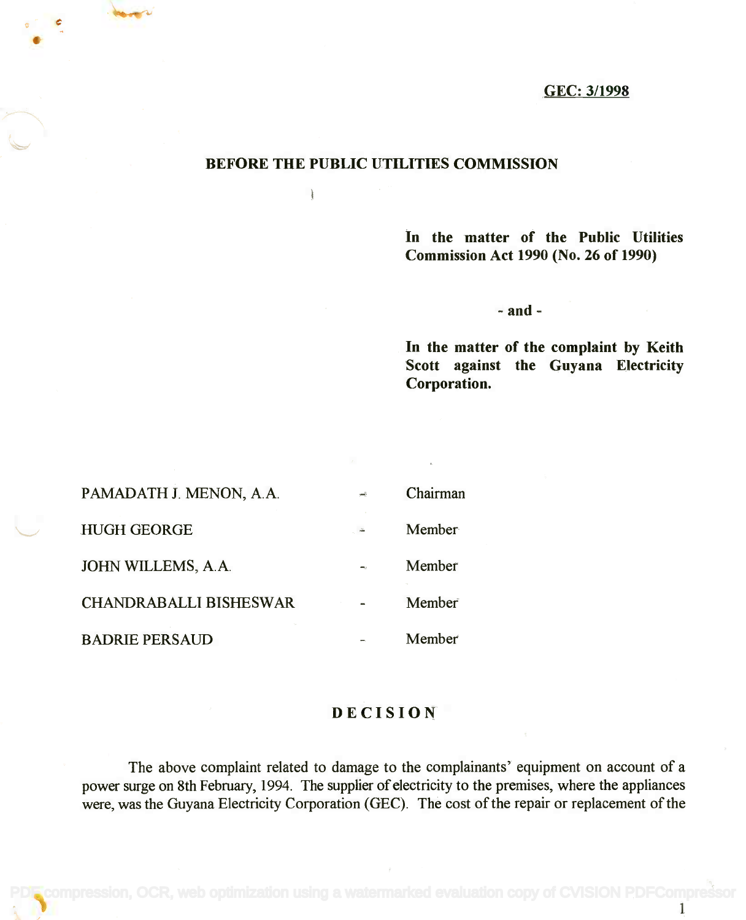GEC: 3/1998

## BEFORE THE PUBLIC UTILITIES COMMISSION

**In the matter of the Public Utilities Commission Act 1990 (No. 26 of 1990)**

**- and -**

**In the matter of the complaint by Keith Scott against the Guyana Electricity Corporation.**

| | | |
|---|---|---|
| PAMADATH J. MENON, A.A. | - | Chairman |
| HUGH GEORGE | - | Member |
| JOHN WILLEMS, A.A. | - | Member |
| CHANDRABALLI BISHESWAR | - | Member |
| BADRIE PERSAUD | - | Member |

## DECISION

The above complaint related to damage to the complainants' equipment on account of a power surge on 8th February, 1994. The supplier of electricity to the premises, where the appliances were, was the Guyana Electricity Corporation (GEC). The cost of the repair or replacement of the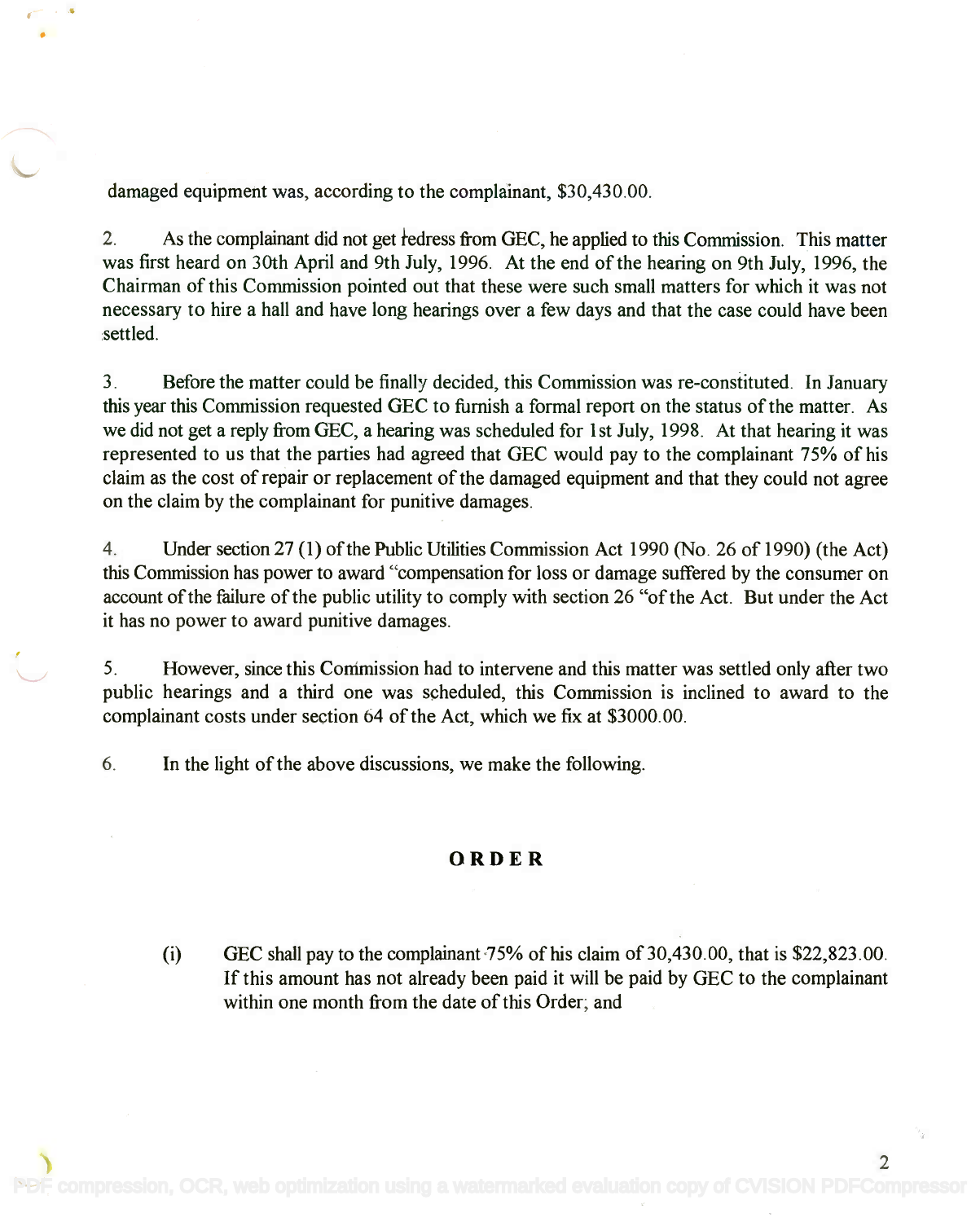damaged equipment was, according to the complainant, $30,430.00.

2. As the complainant did not get redress from GEC, he applied to this Commission. This matter was first heard on 30th April and 9th July, 1996. At the end of the hearing on 9th July, 1996, the Chairman of this Commission pointed out that these were such small matters for which it was not necessary to hire a hall and have long hearings over a few days and that the case could have been settled.

3. Before the matter could be finally decided, this Commission was re-constituted. In January this year this Commission requested GEC to furnish a formal report on the status of the matter. As we did not get a reply from GEC, a hearing was scheduled for 1st July, 1998. At that hearing it was represented to us that the parties had agreed that GEC would pay to the complainant 75% of his claim as the cost of repair or replacement of the damaged equipment and that they could not agree on the claim by the complainant for punitive damages.

4. Under section 27 (1) of the Public Utilities Commission Act 1990 (No. 26 of 1990) (the Act) this Commission has power to award "compensation for loss or damage suffered by the consumer on account of the failure of the public utility to comply with section 26 "of the Act. But under the Act it has no power to award punitive damages.

5. However, since this Commission had to intervene and this matter was settled only after two public hearings and a third one was scheduled, this Commission is inclined to award to the complainant costs under section 64 of the Act, which we fix at $3000.00.

6. In the light of the above discussions, we make the following.

## ORDER

(i) GEC shall pay to the complainant 75% of his claim of 30,430.00, that is $22,823.00. If this amount has not already been paid it will be paid by GEC to the complainant within one month from the date of this Order; and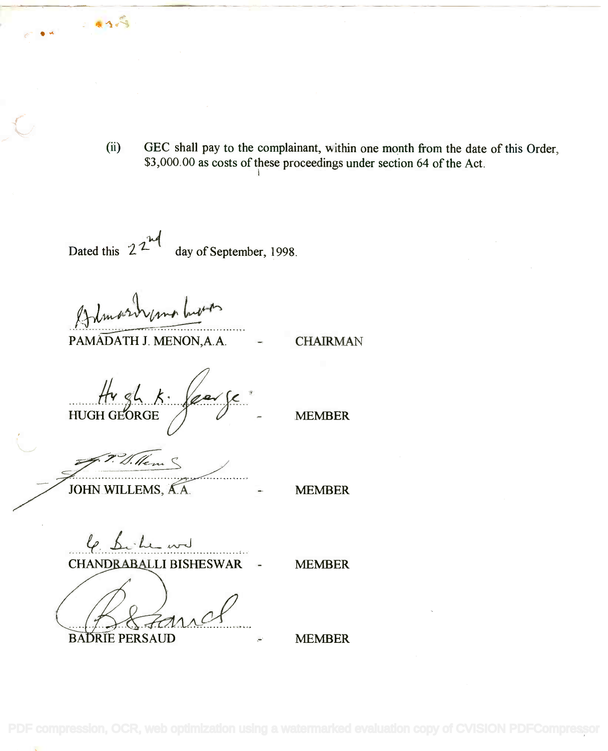(ii) GEC shall pay to the complainant, within one month from the date of this Order, $3,000.00 as costs of these proceedings under section 64 of the Act.

Dated this 22nd day of September, 1998.

PAMADATH J. MENON, A.A. - CHAIRMAN

HUGH GEORGE - MEMBER

JOHN WILLEMS, A.A. - MEMBER

CHANDRABALLI BISHESWAR - MEMBER

BADRIE PERSAUD - MEMBER